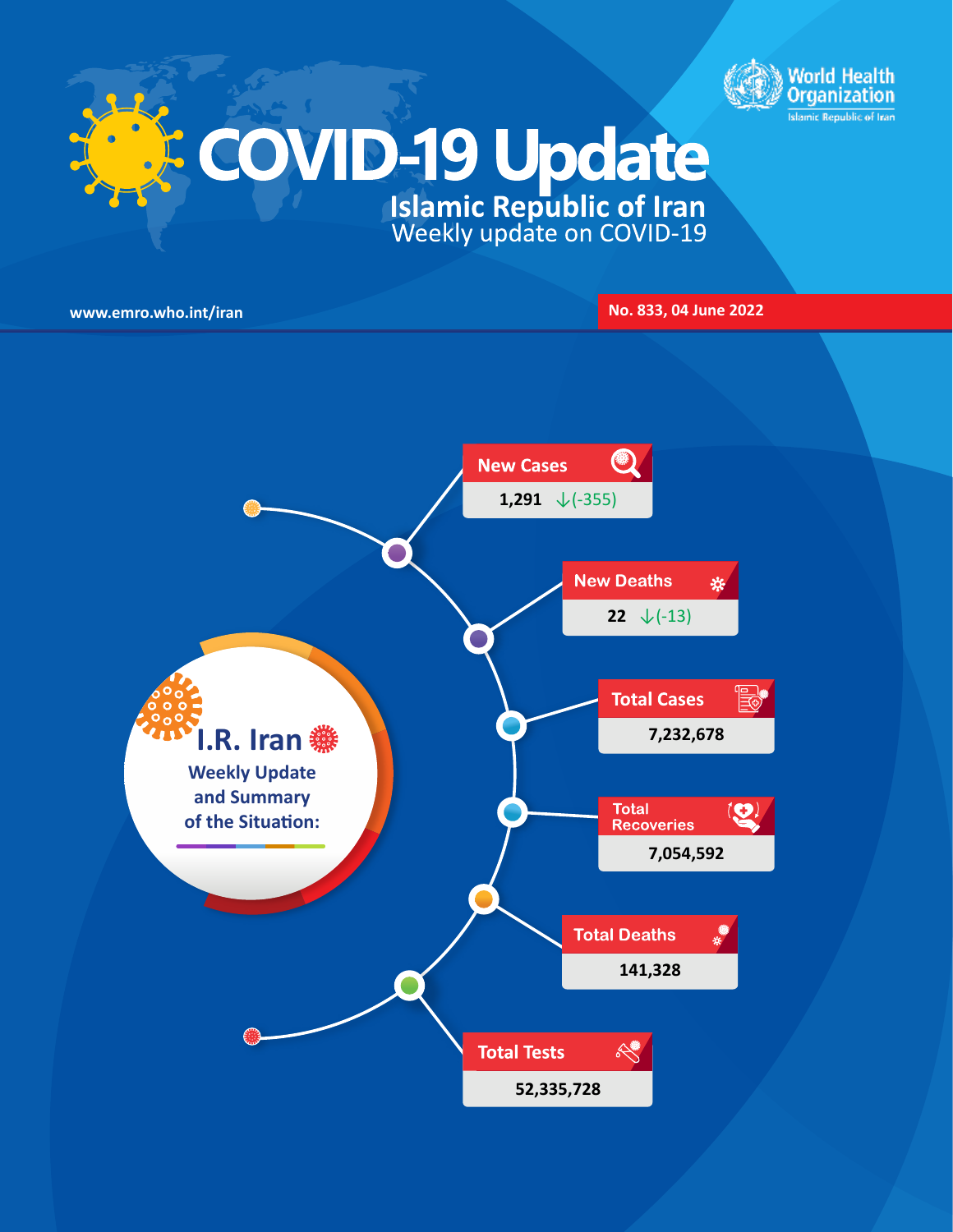# COVID-19 Update

## Islamic Republic of Iran

Weekly update on COVID-19

World Health Organization – Islamic Republic of Iran

www.emro.who.int/iran

No. 833, 04 June 2022

### I.R. Iran

**Weekly Update and Summary of the Situation:**

| Indicator | Value |
|---|---|
| New Cases | 1,291 ↓(-355) |
| New Deaths | 22 ↓(-13) |
| Total Cases | 7,232,678 |
| Total Recoveries | 7,054,592 |
| Total Deaths | 141,328 |
| Total Tests | 52,335,728 |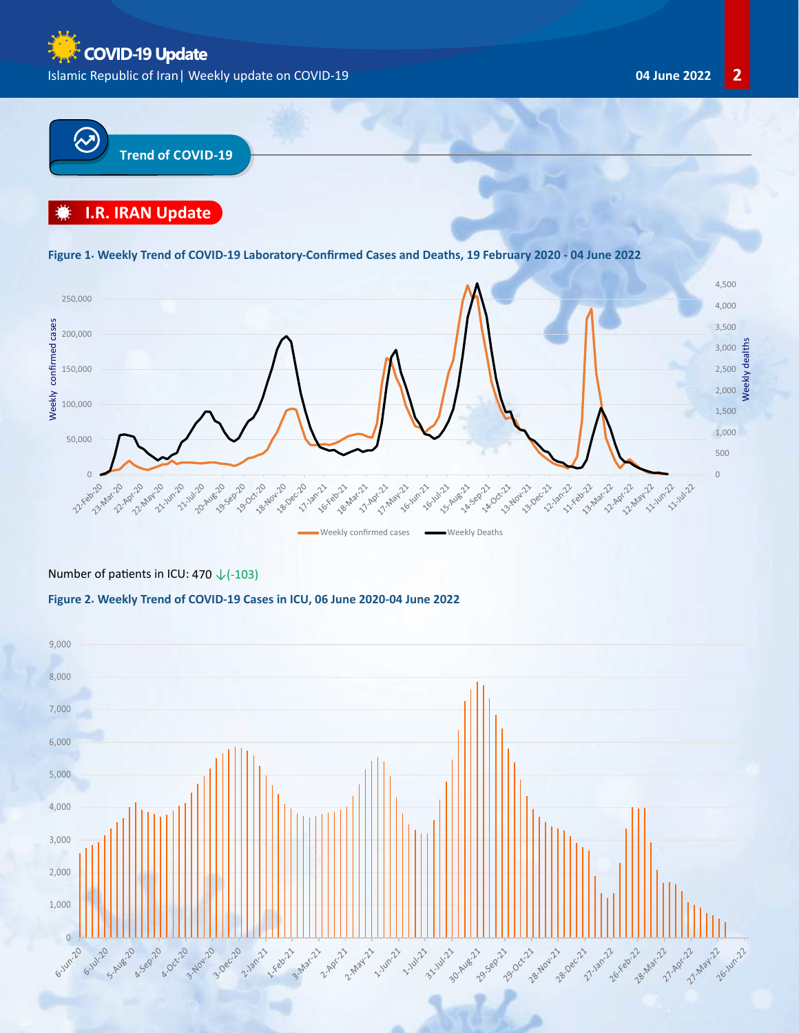## Trend of COVID-19

### I.R. IRAN Update

**Figure 1. Weekly Trend of COVID-19 Laboratory-Confirmed Cases and Deaths, 19 February 2020 - 04 June 2022**

Number of patients in ICU: 470 ↓(-103)

**Figure 2. Weekly Trend of COVID-19 Cases in ICU, 06 June 2020-04 June 2022**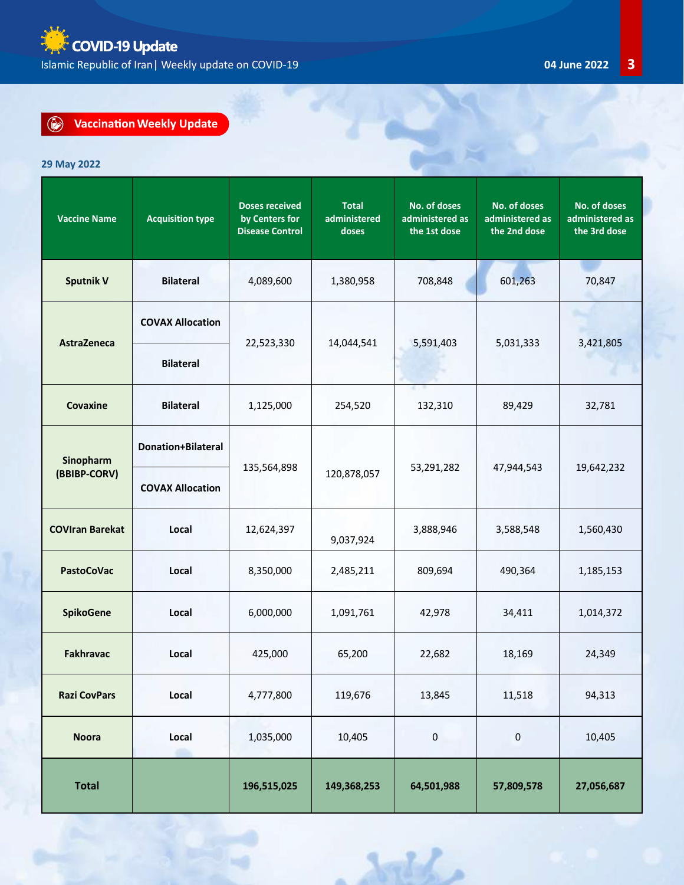## Vaccination Weekly Update

**29 May 2022**

| Vaccine Name | Acquisition type | Doses received by Centers for Disease Control | Total administered doses | No. of doses administered as the 1st dose | No. of doses administered as the 2nd dose | No. of doses administered as the 3rd dose |
|---|---|---|---|---|---|---|
| **Sputnik V** | **Bilateral** | 4,089,600 | 1,380,958 | 708,848 | 601,263 | 70,847 |
| **AstraZeneca** | **COVAX Allocation** | 22,523,330 | 14,044,541 | 5,591,403 | 5,031,333 | 3,421,805 |
| | **Bilateral** | | | | | |
| **Covaxine** | **Bilateral** | 1,125,000 | 254,520 | 132,310 | 89,429 | 32,781 |
| **Sinopharm (BBIBP-CORV)** | **Donation+Bilateral** | 135,564,898 | 120,878,057 | 53,291,282 | 47,944,543 | 19,642,232 |
| | **COVAX Allocation** | | | | | |
| **COVIran Barekat** | **Local** | 12,624,397 | 9,037,924 | 3,888,946 | 3,588,548 | 1,560,430 |
| **PastoCoVac** | **Local** | 8,350,000 | 2,485,211 | 809,694 | 490,364 | 1,185,153 |
| **SpikoGene** | **Local** | 6,000,000 | 1,091,761 | 42,978 | 34,411 | 1,014,372 |
| **Fakhravac** | **Local** | 425,000 | 65,200 | 22,682 | 18,169 | 24,349 |
| **Razi CovPars** | **Local** | 4,777,800 | 119,676 | 13,845 | 11,518 | 94,313 |
| **Noora** | **Local** | 1,035,000 | 10,405 | 0 | 0 | 10,405 |
| **Total** | | **196,515,025** | **149,368,253** | **64,501,988** | **57,809,578** | **27,056,687** |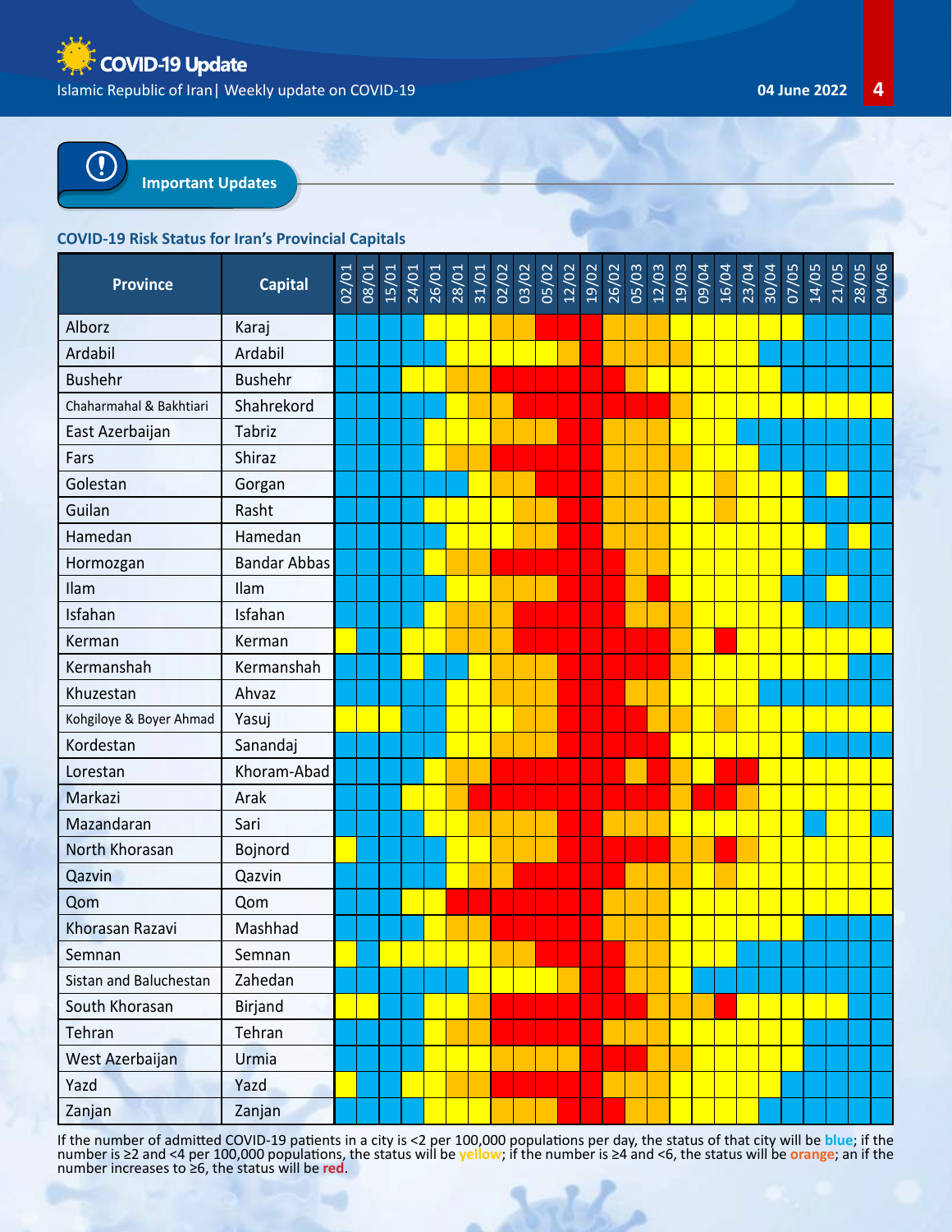## Important Updates

### COVID-19 Risk Status for Iran's Provincial Capitals

| Province | Capital | 02/01 | 08/01 | 15/01 | 24/01 | 26/01 | 28/01 | 31/01 | 02/02 | 03/02 | 05/02 | 12/02 | 19/02 | 26/02 | 05/03 | 12/03 | 19/03 | 09/04 | 16/04 | 23/04 | 30/04 | 07/05 | 14/05 | 21/05 | 28/05 | 04/06 |
|---|---|---|---|---|---|---|---|---|---|---|---|---|---|---|---|---|---|---|---|---|---|---|---|---|---|---|
| Alborz | Karaj | Blue | Blue | Blue | Blue | Yellow | Yellow | Yellow | Orange | Orange | Red | Red | Red | Orange | Orange | Orange | Yellow | Yellow | Yellow | Yellow | Yellow | Yellow | Blue | Blue | Blue | Blue |
| Ardabil | Ardabil | Blue | Blue | Blue | Blue | Blue | Yellow | Yellow | Yellow | Yellow | Yellow | Orange | Red | Orange | Orange | Orange | Orange | Yellow | Yellow | Yellow | Blue | Blue | Blue | Blue | Blue | Blue |
| Bushehr | Bushehr | Blue | Blue | Blue | Yellow | Yellow | Orange | Orange | Red | Red | Red | Red | Red | Red | Orange | Yellow | Yellow | Yellow | Yellow | Yellow | Yellow | Blue | Blue | Blue | Blue | Blue |
| Chaharmahal & Bakhtiari | Shahrekord | Blue | Blue | Blue | Blue | Blue | Yellow | Orange | Orange | Red | Red | Red | Red | Red | Red | Red | Orange | Yellow | Yellow | Yellow | Yellow | Yellow | Yellow | Yellow | Yellow | Yellow |
| East Azerbaijan | Tabriz | Blue | Blue | Blue | Blue | Yellow | Yellow | Yellow | Orange | Orange | Orange | Red | Red | Orange | Orange | Orange | Yellow | Yellow | Yellow | Blue | Blue | Blue | Blue | Blue | Blue | Blue |
| Fars | Shiraz | Blue | Blue | Blue | Blue | Yellow | Orange | Orange | Red | Red | Red | Red | Red | Orange | Orange | Orange | Orange | Yellow | Yellow | Yellow | Blue | Blue | Blue | Blue | Blue | Blue |
| Golestan | Gorgan | Blue | Blue | Blue | Blue | Blue | Blue | Yellow | Orange | Orange | Red | Red | Red | Orange | Orange | Orange | Yellow | Yellow | Orange | Yellow | Yellow | Yellow | Blue | Yellow | Blue | Blue |
| Guilan | Rasht | Blue | Blue | Blue | Blue | Yellow | Yellow | Yellow | Yellow | Orange | Orange | Red | Red | Orange | Orange | Orange | Yellow | Yellow | Orange | Yellow | Yellow | Yellow | Blue | Blue | Blue | Blue |
| Hamedan | Hamedan | Blue | Blue | Blue | Blue | Blue | Yellow | Yellow | Yellow | Orange | Orange | Red | Red | Orange | Orange | Orange | Yellow | Yellow | Yellow | Yellow | Yellow | Yellow | Yellow | Blue | Yellow | Blue |
| Hormozgan | Bandar Abbas | Blue | Blue | Blue | Blue | Yellow | Orange | Orange | Red | Red | Red | Red | Red | Red | Orange | Orange | Yellow | Yellow | Yellow | Yellow | Yellow | Yellow | Blue | Blue | Blue | Blue |
| Ilam | Ilam | Blue | Blue | Blue | Blue | Blue | Yellow | Yellow | Orange | Orange | Orange | Red | Red | Red | Orange | Red | Yellow | Yellow | Yellow | Yellow | Yellow | Blue | Blue | Yellow | Blue | Blue |
| Isfahan | Isfahan | Blue | Blue | Blue | Blue | Yellow | Orange | Orange | Orange | Red | Red | Red | Red | Red | Orange | Orange | Orange | Yellow | Yellow | Yellow | Yellow | Yellow | Blue | Blue | Blue | Blue |
| Kerman | Kerman | Yellow | Blue | Blue | Yellow | Yellow | Orange | Orange | Orange | Red | Red | Red | Red | Red | Red | Red | Orange | Yellow | Red | Yellow | Yellow | Yellow | Yellow | Yellow | Yellow | Yellow |
| Kermanshah | Kermanshah | Blue | Blue | Blue | Yellow | Blue | Blue | Yellow | Orange | Orange | Orange | Red | Red | Red | Red | Red | Orange | Yellow | Yellow | Yellow | Yellow | Yellow | Yellow | Yellow | Blue | Blue |
| Khuzestan | Ahvaz | Blue | Blue | Blue | Blue | Blue | Yellow | Yellow | Orange | Orange | Orange | Red | Red | Red | Orange | Orange | Yellow | Yellow | Yellow | Yellow | Blue | Blue | Blue | Blue | Blue | Blue |
| Kohgiloye & Boyer Ahmad | Yasuj | Yellow | Blue | Yellow | Blue | Blue | Yellow | Yellow | Yellow | Orange | Orange | Red | Red | Red | Red | Orange | Orange | Yellow | Orange | Yellow | Yellow | Yellow | Yellow | Yellow | Yellow | Yellow |
| Kordestan | Sanandaj | Blue | Blue | Blue | Blue | Blue | Yellow | Yellow | Orange | Orange | Orange | Red | Red | Red | Red | Red | Yellow | Yellow | Yellow | Yellow | Yellow | Yellow | Blue | Blue | Blue | Blue |
| Lorestan | Khoram-Abad | Blue | Blue | Blue | Blue | Yellow | Orange | Orange | Red | Red | Red | Red | Red | Red | Orange | Red | Orange | Yellow | Red | Red | Yellow | Yellow | Yellow | Yellow | Yellow | Yellow |
| Markazi | Arak | Blue | Blue | Blue | Yellow | Yellow | Orange | Red | Red | Red | Red | Red | Red | Red | Red | Red | Orange | Red | Red | Orange | Yellow | Yellow | Yellow | Yellow | Yellow | Yellow |
| Mazandaran | Sari | Blue | Blue | Blue | Blue | Yellow | Yellow | Orange | Orange | Orange | Orange | Red | Red | Orange | Orange | Orange | Yellow | Yellow | Yellow | Yellow | Yellow | Yellow | Blue | Yellow | Yellow | Blue |
| North Khorasan | Bojnord | Yellow | Blue | Blue | Blue | Blue | Yellow | Yellow | Orange | Orange | Orange | Red | Red | Red | Red | Red | Orange | Orange | Red | Orange | Yellow | Yellow | Yellow | Yellow | Yellow | Yellow |
| Qazvin | Qazvin | Blue | Blue | Blue | Blue | Blue | Yellow | Orange | Orange | Orange | Red | Red | Red | Red | Orange | Orange | Orange | Yellow | Orange | Yellow | Yellow | Yellow | Yellow | Yellow | Yellow | Yellow |
| Qom | Qom | Blue | Blue | Blue | Yellow | Yellow | Red | Red | Red | Red | Red | Red | Red | Orange | Orange | Orange | Yellow | Yellow | Yellow | Yellow | Yellow | Yellow | Yellow | Yellow | Yellow | Yellow |
| Khorasan Razavi | Mashhad | Blue | Blue | Blue | Blue | Yellow | Orange | Orange | Red | Red | Red | Red | Red | Orange | Orange | Orange | Yellow | Yellow | Yellow | Yellow | Yellow | Yellow | Blue | Blue | Blue | Blue |
| Semnan | Semnan | Yellow | Blue | Yellow | Yellow | Yellow | Yellow | Yellow | Orange | Orange | Red | Red | Red | Red | Orange | Orange | Yellow | Yellow | Yellow | Blue | Blue | Blue | Blue | Blue | Blue | Blue |
| Sistan and Baluchestan | Zahedan | Blue | Blue | Blue | Blue | Blue | Blue | Yellow | Yellow | Yellow | Yellow | Orange | Red | Red | Orange | Orange | Yellow | Blue | Blue | Blue | Blue | Blue | Blue | Blue | Blue | Blue |
| South Khorasan | Birjand | Yellow | Yellow | Blue | Blue | Yellow | Yellow | Orange | Red | Red | Red | Red | Red | Red | Red | Orange | Orange | Orange | Red | Yellow | Yellow | Yellow | Yellow | Yellow | Blue | Blue |
| Tehran | Tehran | Blue | Blue | Blue | Blue | Yellow | Orange | Orange | Red | Red | Red | Red | Red | Orange | Orange | Orange | Yellow | Yellow | Yellow | Yellow | Yellow | Yellow | Blue | Blue | Blue | Blue |
| West Azerbaijan | Urmia | Blue | Blue | Blue | Blue | Yellow | Yellow | Yellow | Orange | Orange | Orange | Orange | Red | Red | Red | Orange | Orange | Yellow | Yellow | Yellow | Yellow | Yellow | Blue | Blue | Blue | Blue |
| Yazd | Yazd | Yellow | Blue | Blue | Yellow | Yellow | Orange | Orange | Red | Red | Red | Red | Red | Orange | Orange | Orange | Yellow | Yellow | Yellow | Yellow | Yellow | Blue | Blue | Blue | Blue | Blue |
| Zanjan | Zanjan | Blue | Blue | Blue | Blue | Yellow | Yellow | Yellow | Orange | Orange | Orange | Red | Red | Red | Orange | Orange | Yellow | Yellow | Yellow | Yellow | Blue | Blue | Blue | Blue | Blue | Blue |

If the number of admitted COVID-19 patients in a city is <2 per 100,000 populations per day, the status of that city will be **blue**; if the number is ≥2 and <4 per 100,000 populations, the status will be **yellow**; if the number is ≥4 and <6, the status will be **orange**; an if the number increases to ≥6, the status will be **red**.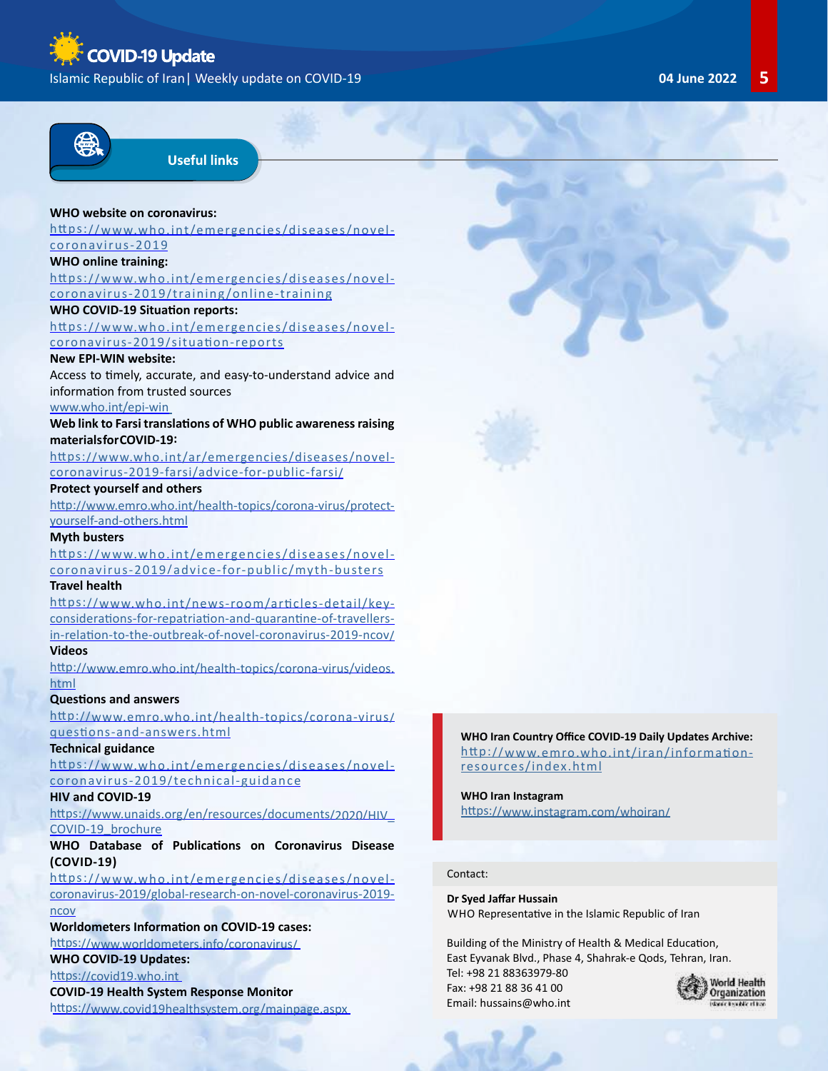## Useful links

**WHO website on coronavirus:**
https://www.who.int/emergencies/diseases/novel-coronavirus-2019

**WHO online training:**
https://www.who.int/emergencies/diseases/novel-coronavirus-2019/training/online-training

**WHO COVID-19 Situation reports:**
https://www.who.int/emergencies/diseases/novel-coronavirus-2019/situation-reports

**New EPI-WIN website:**
Access to timely, accurate, and easy-to-understand advice and information from trusted sources
www.who.int/epi-win

**Web link to Farsi translations of WHO public awareness raising materials for COVID-19:**
https://www.who.int/ar/emergencies/diseases/novel-coronavirus-2019-farsi/advice-for-public-farsi/

**Protect yourself and others**
http://www.emro.who.int/health-topics/corona-virus/protect-yourself-and-others.html

**Myth busters**
https://www.who.int/emergencies/diseases/novel-coronavirus-2019/advice-for-public/myth-busters

**Travel health**
https://www.who.int/news-room/articles-detail/key-considerations-for-repatriation-and-quarantine-of-travellers-in-relation-to-the-outbreak-of-novel-coronavirus-2019-ncov/

**Videos**
http://www.emro.who.int/health-topics/corona-virus/videos.html

**Questions and answers**
http://www.emro.who.int/health-topics/corona-virus/questions-and-answers.html

**Technical guidance**
https://www.who.int/emergencies/diseases/novel-coronavirus-2019/technical-guidance

**HIV and COVID-19**
https://www.unaids.org/en/resources/documents/2020/HIV_COVID-19_brochure

**WHO Database of Publications on Coronavirus Disease (COVID-19)**
https://www.who.int/emergencies/diseases/novel-coronavirus-2019/global-research-on-novel-coronavirus-2019-ncov

**Worldometers Information on COVID-19 cases:**
https://www.worldometers.info/coronavirus/

**WHO COVID-19 Updates:**
https://covid19.who.int

**COVID-19 Health System Response Monitor**
https://www.covid19healthsystem.org/mainpage.aspx

**WHO Iran Country Office COVID-19 Daily Updates Archive:**
http://www.emro.who.int/iran/information-resources/index.html

**WHO Iran Instagram**
https://www.instagram.com/whoiran/

Contact:

**Dr Syed Jaffar Hussain**
WHO Representative in the Islamic Republic of Iran

Building of the Ministry of Health & Medical Education,
East Eyvanak Blvd., Phase 4, Shahrak-e Qods, Tehran, Iran.
Tel: +98 21 88363979-80
Fax: +98 21 88 36 41 00
Email: hussains@who.int

World Health Organization
Islamic Republic of Iran